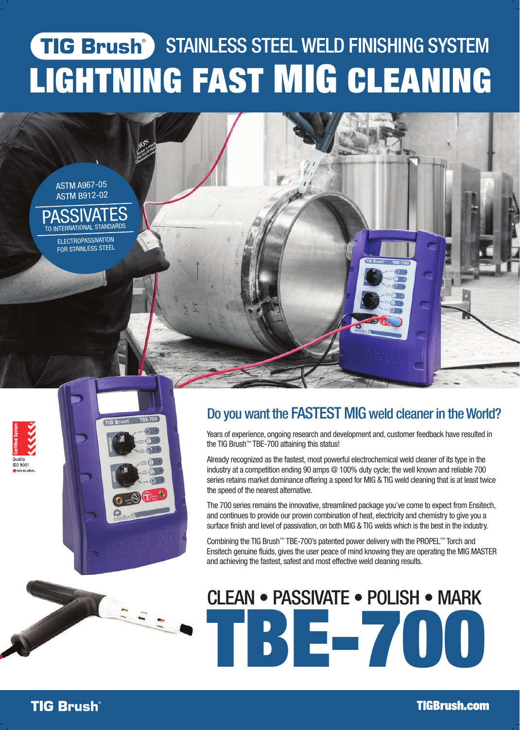# TIG Brush® STAINLESS STEEL WELD FINISHING SYSTEM

# LIGHTNING FAST MIG CLEANING

ASTM A967-05
ASTM B912-02

**PASSIVATES**
TO INTERNATIONAL STANDARDS

ELECTROPASSIVATION FOR STAINLESS STEEL

Certified System
Quality ISO 9001
SAI GLOBAL

## Do you want the FASTEST MIG weld cleaner in the World?

Years of experience, ongoing research and development and, customer feedback have resulted in the TIG Brush™ TBE-700 attaining this status!

Already recognized as the fastest, most powerful electrochemical weld cleaner of its type in the industry at a competition ending 90 amps @ 100% duty cycle; the well known and reliable 700 series retains market dominance offering a speed for MIG & TIG weld cleaning that is at least twice the speed of the nearest alternative.

The 700 series remains the innovative, streamlined package you've come to expect from Ensitech, and continues to provide our proven combination of heat, electricity and chemistry to give you a surface finish and level of passivation, on both MIG & TIG welds which is the best in the industry.

Combining the TIG Brush™ TBE-700's patented power delivery with the PROPEL™ Torch and Ensitech genuine fluids, gives the user peace of mind knowing they are operating the MIG MASTER and achieving the fastest, safest and most effective weld cleaning results.

## CLEAN • PASSIVATE • POLISH • MARK

# TBE-700

TIG Brush®

TIGBrush.com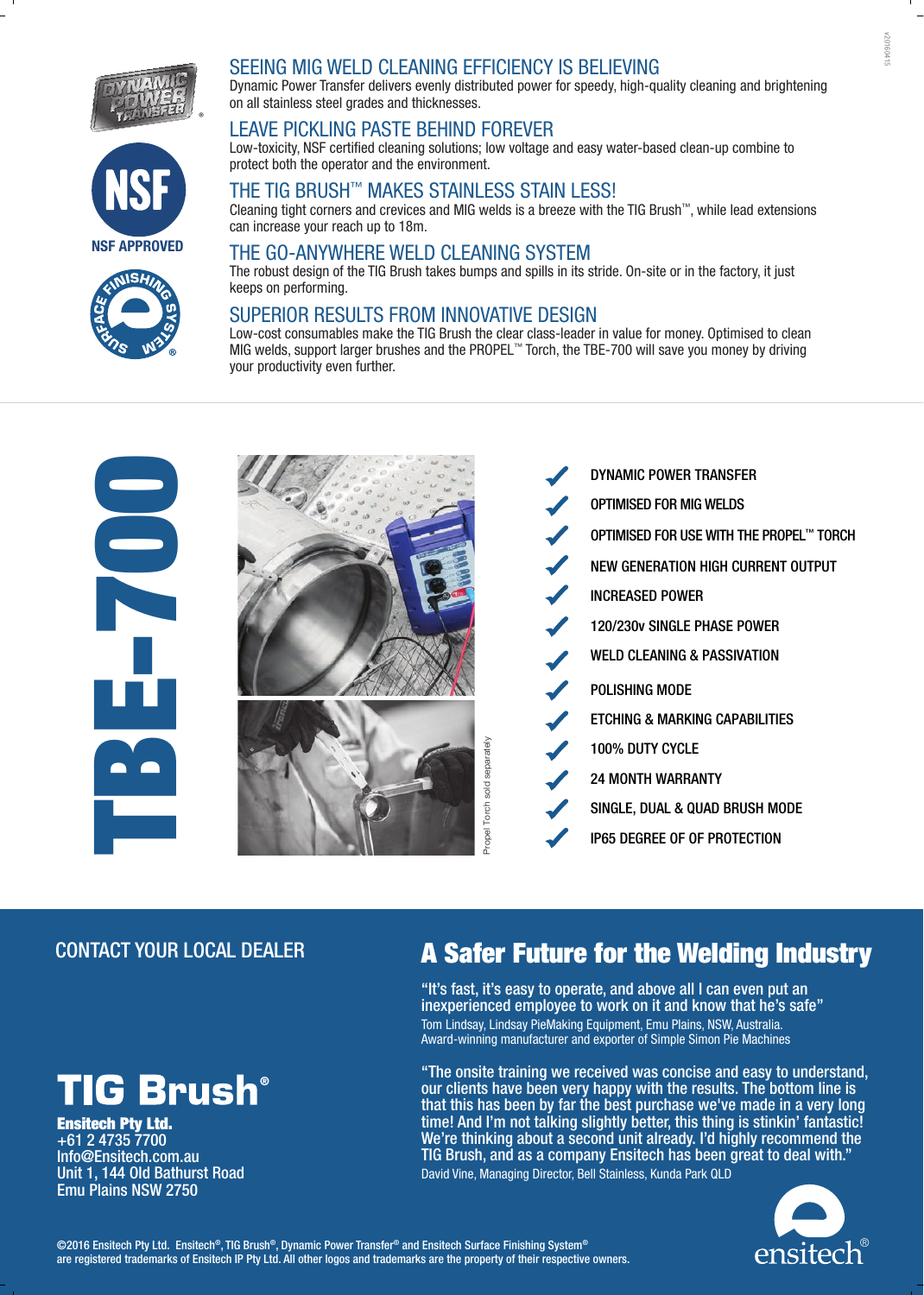## SEEING MIG WELD CLEANING EFFICIENCY IS BELIEVING

Dynamic Power Transfer delivers evenly distributed power for speedy, high-quality cleaning and brightening on all stainless steel grades and thicknesses.

## LEAVE PICKLING PASTE BEHIND FOREVER

Low-toxicity, NSF certified cleaning solutions; low voltage and easy water-based clean-up combine to protect both the operator and the environment.

## THE TIG BRUSH™ MAKES STAINLESS STAIN LESS!

Cleaning tight corners and crevices and MIG welds is a breeze with the TIG Brush™, while lead extensions can increase your reach up to 18m.

## THE GO-ANYWHERE WELD CLEANING SYSTEM

The robust design of the TIG Brush takes bumps and spills in its stride. On-site or in the factory, it just keeps on performing.

## SUPERIOR RESULTS FROM INNOVATIVE DESIGN

Low-cost consumables make the TIG Brush the clear class-leader in value for money. Optimised to clean MIG welds, support larger brushes and the PROPEL™ Torch, the TBE-700 will save you money by driving your productivity even further.

NSF APPROVED

# TBE-700

Propel Torch sold separately

- DYNAMIC POWER TRANSFER
- OPTIMISED FOR MIG WELDS
- OPTIMISED FOR USE WITH THE PROPEL™ TORCH
- NEW GENERATION HIGH CURRENT OUTPUT
- INCREASED POWER
- 120/230v SINGLE PHASE POWER
- WELD CLEANING & PASSIVATION
- POLISHING MODE
- ETCHING & MARKING CAPABILITIES
- 100% DUTY CYCLE
- 24 MONTH WARRANTY
- SINGLE, DUAL & QUAD BRUSH MODE
- IP65 DEGREE OF OF PROTECTION

## CONTACT YOUR LOCAL DEALER

**TIG Brush®**

**Ensitech Pty Ltd.**
+61 2 4735 7700
Info@Ensitech.com.au
Unit 1, 144 Old Bathurst Road
Emu Plains NSW 2750

## A Safer Future for the Welding Industry

"It's fast, it's easy to operate, and above all I can even put an inexperienced employee to work on it and know that he's safe"
Tom Lindsay, Lindsay PieMaking Equipment, Emu Plains, NSW, Australia.
Award-winning manufacturer and exporter of Simple Simon Pie Machines

"The onsite training we received was concise and easy to understand, our clients have been very happy with the results. The bottom line is that this has been by far the best purchase we've made in a very long time! And I'm not talking slightly better, this thing is stinkin' fantastic! We're thinking about a second unit already. I'd highly recommend the TIG Brush, and as a company Ensitech has been great to deal with."
David Vine, Managing Director, Bell Stainless, Kunda Park QLD

©2016 Ensitech Pty Ltd. Ensitech®, TIG Brush®, Dynamic Power Transfer® and Ensitech Surface Finishing System® are registered trademarks of Ensitech IP Pty Ltd. All other logos and trademarks are the property of their respective owners.